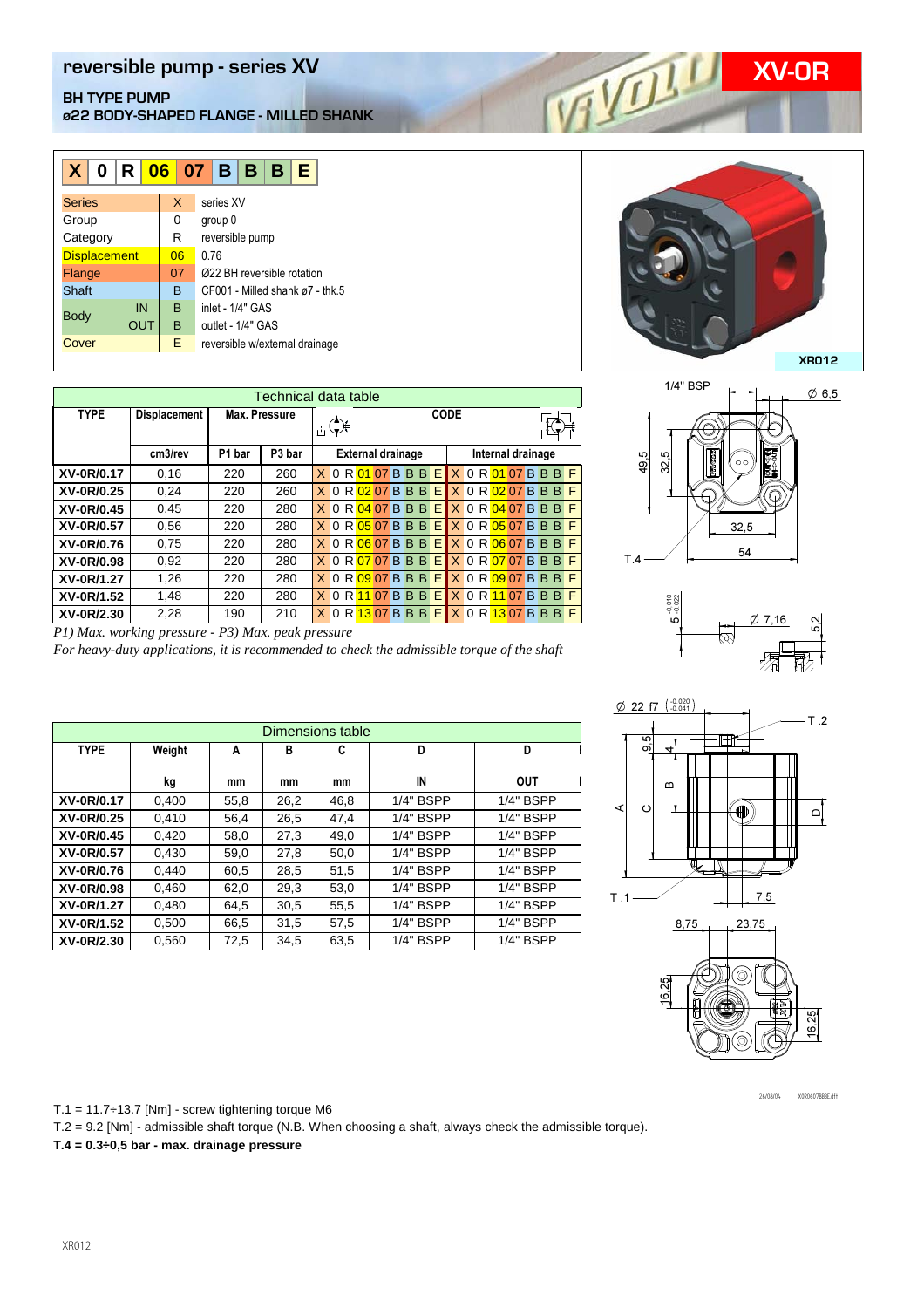# reversible pump - series XV

**XV-0R**

## BH TYPE PUMP
## ø22 BODY-SHAPED FLANGE - MILLED SHANK

| X | 0 | R | 06 | 07 | B | B | B | E |
|---|---|---|---|---|---|---|---|---|

| Field | | Code | Description |
|---|---|---|---|
| Series | | X | series XV |
| Group | | 0 | group 0 |
| Category | | R | reversible pump |
| Displacement | | 06 | 0.76 |
| Flange | | 07 | Ø22 BH reversible rotation |
| Shaft | | B | CF001 - Milled shank ø7 - thk.5 |
| Body | IN | B | inlet - 1/4" GAS |
| | OUT | B | outlet - 1/4" GAS |
| Cover | | E | reversible w/external drainage |

XR012

| Technical data table | | | | | |
|---|---|---|---|---|---|
| TYPE | Displacement | Max. Pressure | | CODE | |
| | cm3/rev | P1 bar | P3 bar | External drainage | Internal drainage |
| XV-0R/0.17 | 0,16 | 220 | 260 | X 0 R 01 07 B B B E | X 0 R 01 07 B B B F |
| XV-0R/0.25 | 0,24 | 220 | 260 | X 0 R 02 07 B B B E | X 0 R 02 07 B B B F |
| XV-0R/0.45 | 0,45 | 220 | 280 | X 0 R 04 07 B B B E | X 0 R 04 07 B B B F |
| XV-0R/0.57 | 0,56 | 220 | 280 | X 0 R 05 07 B B B E | X 0 R 05 07 B B B F |
| XV-0R/0.76 | 0,75 | 220 | 280 | X 0 R 06 07 B B B E | X 0 R 06 07 B B B F |
| XV-0R/0.98 | 0,92 | 220 | 280 | X 0 R 07 07 B B B E | X 0 R 07 07 B B B F |
| XV-0R/1.27 | 1,26 | 220 | 280 | X 0 R 09 07 B B B E | X 0 R 09 07 B B B F |
| XV-0R/1.52 | 1,48 | 220 | 280 | X 0 R 11 07 B B B E | X 0 R 11 07 B B B F |
| XV-0R/2.30 | 2,28 | 190 | 210 | X 0 R 13 07 B B B E | X 0 R 13 07 B B B F |

*P1) Max. working pressure - P3) Max. peak pressure*

*For heavy-duty applications, it is recommended to check the admissible torque of the shaft*

| Dimensions table | | | | | | |
|---|---|---|---|---|---|---|
| TYPE | Weight | A | B | C | D | D |
| | kg | mm | mm | mm | IN | OUT |
| XV-0R/0.17 | 0,400 | 55,8 | 26,2 | 46,8 | 1/4" BSPP | 1/4" BSPP |
| XV-0R/0.25 | 0,410 | 56,4 | 26,5 | 47,4 | 1/4" BSPP | 1/4" BSPP |
| XV-0R/0.45 | 0,420 | 58,0 | 27,3 | 49,0 | 1/4" BSPP | 1/4" BSPP |
| XV-0R/0.57 | 0,430 | 59,0 | 27,8 | 50,0 | 1/4" BSPP | 1/4" BSPP |
| XV-0R/0.76 | 0,440 | 60,5 | 28,5 | 51,5 | 1/4" BSPP | 1/4" BSPP |
| XV-0R/0.98 | 0,460 | 62,0 | 29,3 | 53,0 | 1/4" BSPP | 1/4" BSPP |
| XV-0R/1.27 | 0,480 | 64,5 | 30,5 | 55,5 | 1/4" BSPP | 1/4" BSPP |
| XV-0R/1.52 | 0,500 | 66,5 | 31,5 | 57,5 | 1/4" BSPP | 1/4" BSPP |
| XV-0R/2.30 | 0,560 | 72,5 | 34,5 | 63,5 | 1/4" BSPP | 1/4" BSPP |

T.1 = 11.7÷13.7 [Nm] - screw tightening torque M6

T.2 = 9.2 [Nm] - admissible shaft torque (N.B. When choosing a shaft, always check the admissible torque).

**T.4 = 0.3÷0,5 bar - max. drainage pressure**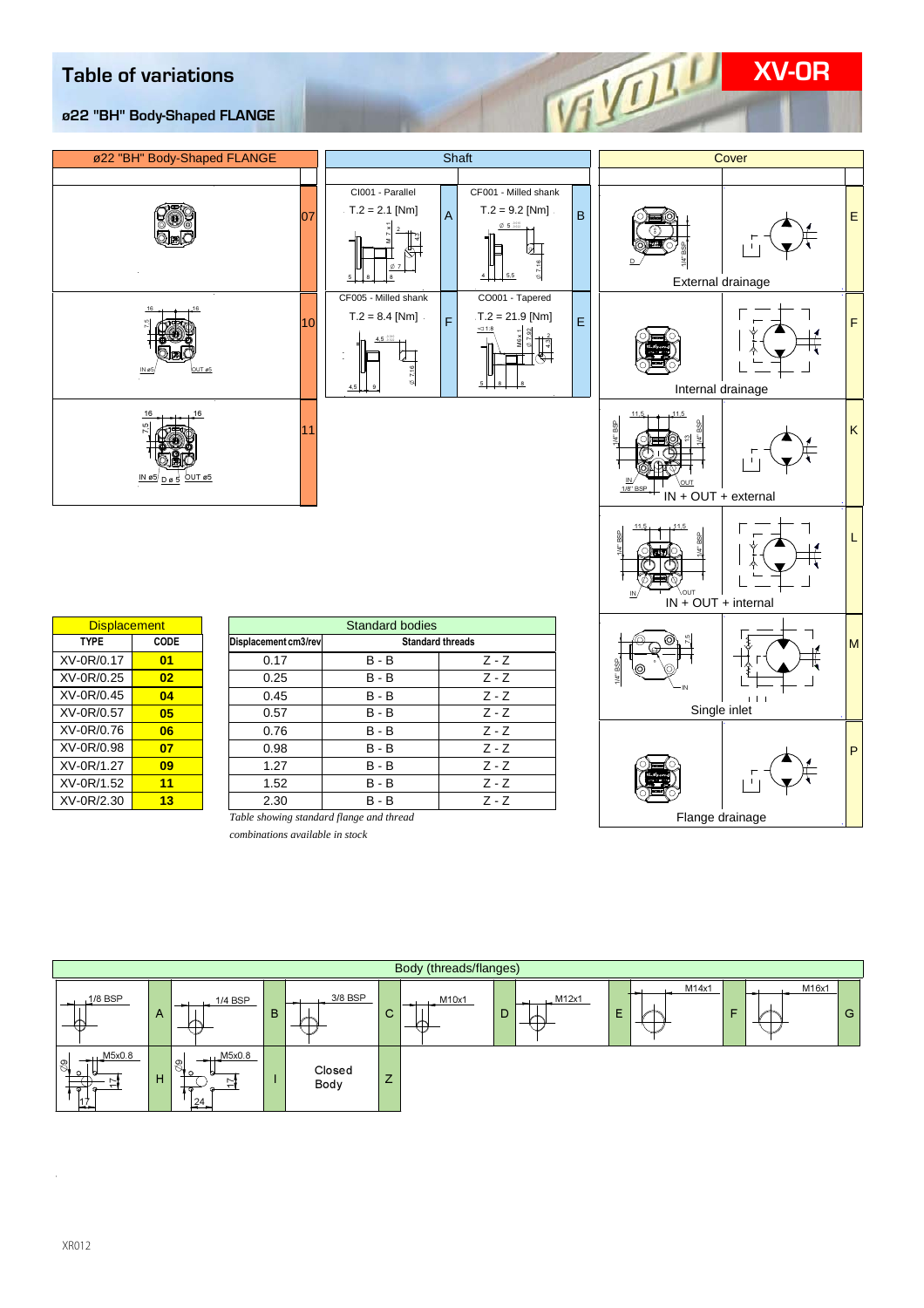# Table of variations

## ø22 "BH" Body-Shaped FLANGE

**XV-0R**

| ø22 "BH" Body-Shaped FLANGE | |
|---|---|
| | 07 |
| 16 16 7.5 IN ø5 OUT ø5 | 10 |
| 16 16 7.5 IN ø5 D ø 5 OUT ø5 | 11 |

| Shaft | | | |
|---|---|---|---|
| CI001 - Parallel T.2 = 2.1 [Nm] | A | CF001 - Milled shank T.2 = 9.2 [Nm] | B |
| CF005 - Milled shank T.2 = 8.4 [Nm] | F | CO001 - Tapered T.2 = 21.9 [Nm] | E |

| Cover | | |
|---|---|---|
| External drainage | | E |
| Internal drainage | | F |
| IN + OUT + external | | K |
| IN + OUT + internal | | L |
| Single inlet | | M |
| Flange drainage | | P |

| Displacement | |
|---|---|
| TYPE | CODE |
| XV-0R/0.17 | 01 |
| XV-0R/0.25 | 02 |
| XV-0R/0.45 | 04 |
| XV-0R/0.57 | 05 |
| XV-0R/0.76 | 06 |
| XV-0R/0.98 | 07 |
| XV-0R/1.27 | 09 |
| XV-0R/1.52 | 11 |
| XV-0R/2.30 | 13 |

| Standard bodies | | |
|---|---|---|
| Displacement cm3/rev | Standard threads | |
| 0.17 | B - B | Z - Z |
| 0.25 | B - B | Z - Z |
| 0.45 | B - B | Z - Z |
| 0.57 | B - B | Z - Z |
| 0.76 | B - B | Z - Z |
| 0.98 | B - B | Z - Z |
| 1.27 | B - B | Z - Z |
| 1.52 | B - B | Z - Z |
| 2.30 | B - B | Z - Z |

*Table showing standard flange and thread combinations available in stock*

| Body (threads/flanges) | | | | | | | | | | | | | |
|---|---|---|---|---|---|---|---|---|---|---|---|---|---|
| 1/8 BSP | A | 1/4 BSP | B | 3/8 BSP | C | M10x1 | D | M12x1 | E | M14x1 | F | M16x1 | G |
| M5x0.8 | H | M5x0.8 | I | Closed Body | Z | | | | | | | | |

XR012